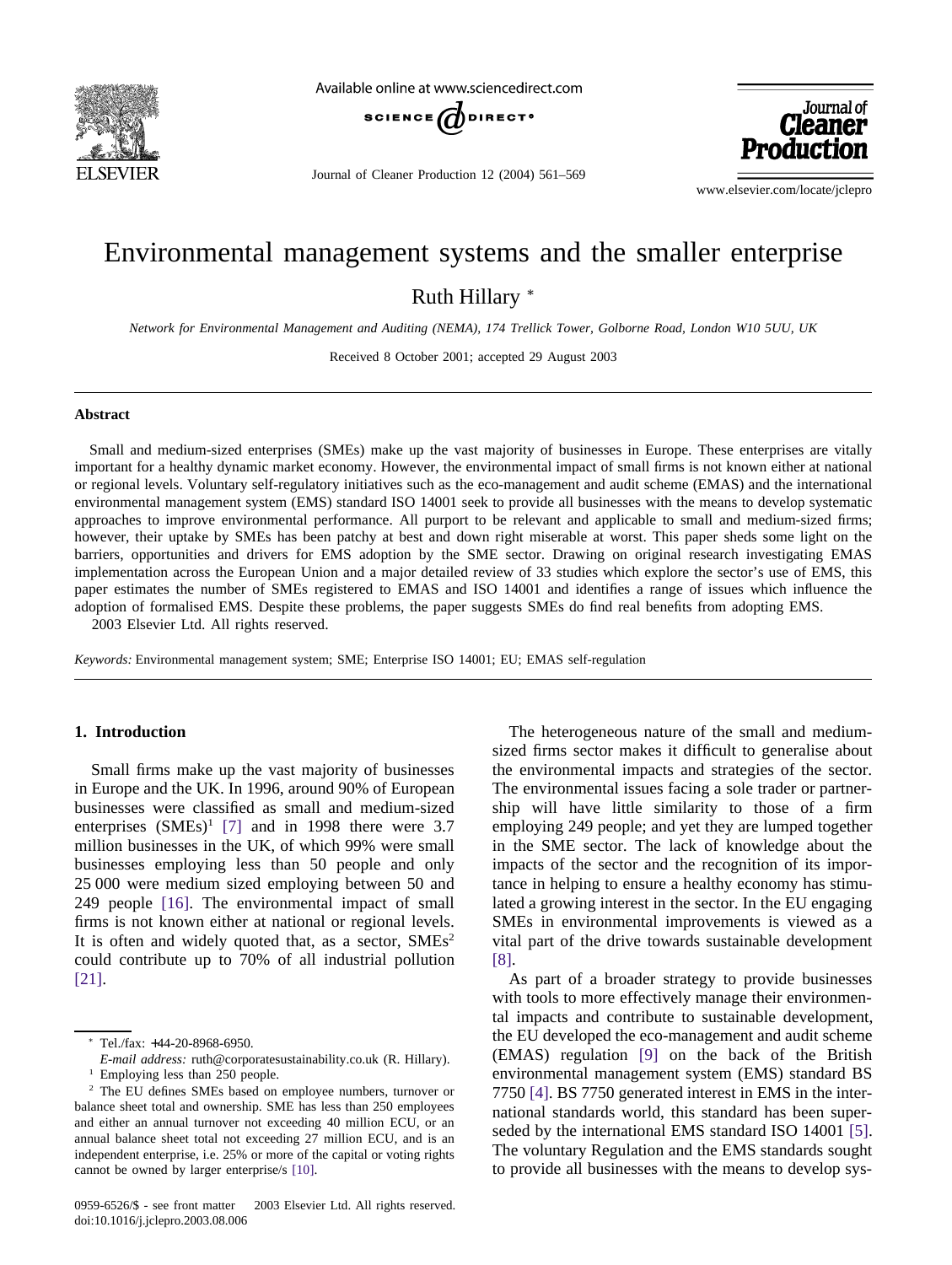# Environmental management systems and the smaller enterprise

Ruth Hillary *

*Network for Environmental Management and Auditing (NEMA), 174 Trellick Tower, Golborne Road, London W10 5UU, UK*

Received 8 October 2001; accepted 29 August 2003

## Abstract

Small and medium-sized enterprises (SMEs) make up the vast majority of businesses in Europe. These enterprises are vitally important for a healthy dynamic market economy. However, the environmental impact of small firms is not known either at national or regional levels. Voluntary self-regulatory initiatives such as the eco-management and audit scheme (EMAS) and the international environmental management system (EMS) standard ISO 14001 seek to provide all businesses with the means to develop systematic approaches to improve environmental performance. All purport to be relevant and applicable to small and medium-sized firms; however, their uptake by SMEs has been patchy at best and down right miserable at worst. This paper sheds some light on the barriers, opportunities and drivers for EMS adoption by the SME sector. Drawing on original research investigating EMAS implementation across the European Union and a major detailed review of 33 studies which explore the sector's use of EMS, this paper estimates the number of SMEs registered to EMAS and ISO 14001 and identifies a range of issues which influence the adoption of formalised EMS. Despite these problems, the paper suggests SMEs do find real benefits from adopting EMS.
2003 Elsevier Ltd. All rights reserved.

*Keywords:* Environmental management system; SME; Enterprise ISO 14001; EU; EMAS self-regulation

## 1. Introduction

Small firms make up the vast majority of businesses in Europe and the UK. In 1996, around 90% of European businesses were classified as small and medium-sized enterprises (SMEs)[1] [7] and in 1998 there were 3.7 million businesses in the UK, of which 99% were small businesses employing less than 50 people and only 25 000 were medium sized employing between 50 and 249 people [16]. The environmental impact of small firms is not known either at national or regional levels. It is often and widely quoted that, as a sector, SMEs[2] could contribute up to 70% of all industrial pollution [21].

The heterogeneous nature of the small and medium-sized firms sector makes it difficult to generalise about the environmental impacts and strategies of the sector. The environmental issues facing a sole trader or partnership will have little similarity to those of a firm employing 249 people; and yet they are lumped together in the SME sector. The lack of knowledge about the impacts of the sector and the recognition of its importance in helping to ensure a healthy economy has stimulated a growing interest in the sector. In the EU engaging SMEs in environmental improvements is viewed as a vital part of the drive towards sustainable development [8].

As part of a broader strategy to provide businesses with tools to more effectively manage their environmental impacts and contribute to sustainable development, the EU developed the eco-management and audit scheme (EMAS) regulation [9] on the back of the British environmental management system (EMS) standard BS 7750 [4]. BS 7750 generated interest in EMS in the international standards world, this standard has been superseded by the international EMS standard ISO 14001 [5]. The voluntary Regulation and the EMS standards sought to provide all businesses with the means to develop sys-

---

* Tel./fax: +44-20-8968-6950.
*E-mail address:* ruth@corporatesustainability.co.uk (R. Hillary).

[1] Employing less than 250 people.

[2] The EU defines SMEs based on employee numbers, turnover or balance sheet total and ownership. SME has less than 250 employees and either an annual turnover not exceeding 40 million ECU, or an annual balance sheet total not exceeding 27 million ECU, and is an independent enterprise, i.e. 25% or more of the capital or voting rights cannot be owned by larger enterprise/s [10].

0959-6526/$ - see front matter 2003 Elsevier Ltd. All rights reserved.
doi:10.1016/j.jclepro.2003.08.006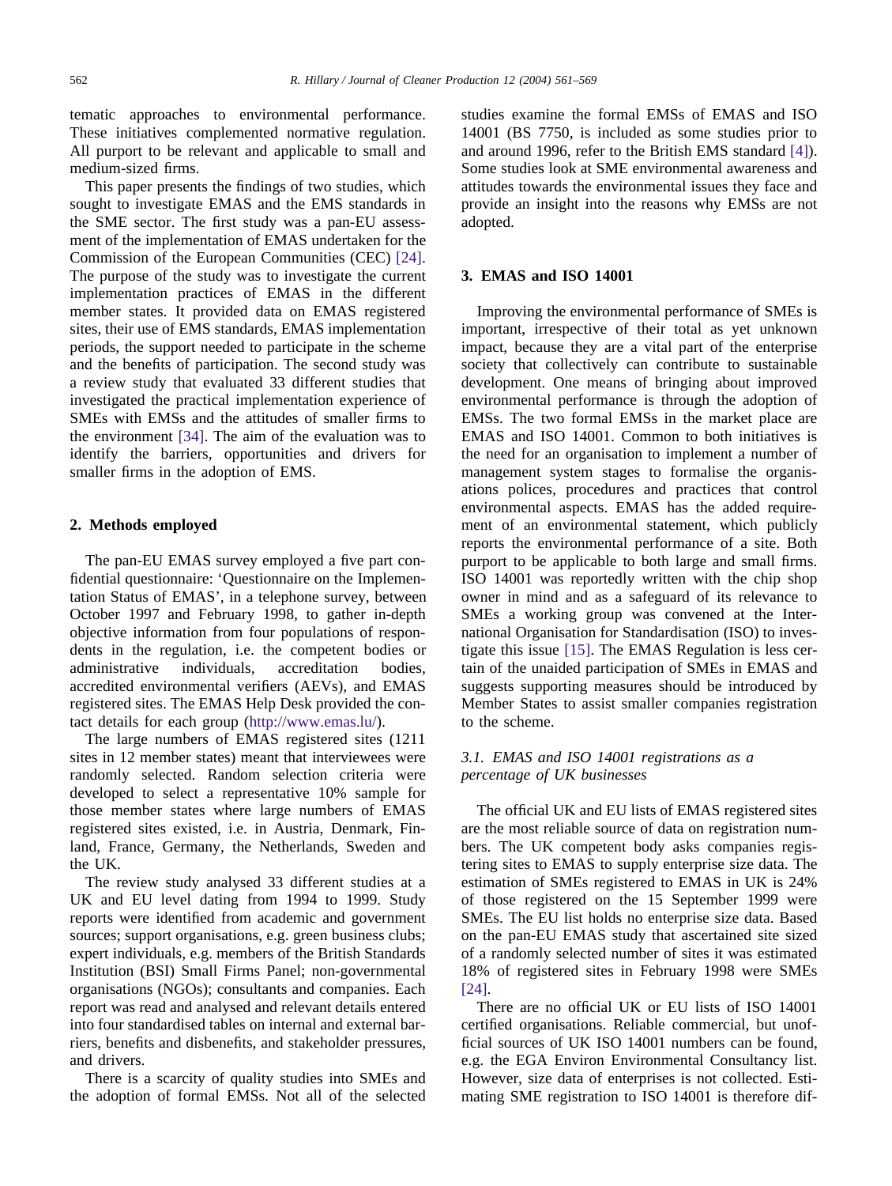tematic approaches to environmental performance. These initiatives complemented normative regulation. All purport to be relevant and applicable to small and medium-sized firms.

This paper presents the findings of two studies, which sought to investigate EMAS and the EMS standards in the SME sector. The first study was a pan-EU assessment of the implementation of EMAS undertaken for the Commission of the European Communities (CEC) [24]. The purpose of the study was to investigate the current implementation practices of EMAS in the different member states. It provided data on EMAS registered sites, their use of EMS standards, EMAS implementation periods, the support needed to participate in the scheme and the benefits of participation. The second study was a review study that evaluated 33 different studies that investigated the practical implementation experience of SMEs with EMSs and the attitudes of smaller firms to the environment [34]. The aim of the evaluation was to identify the barriers, opportunities and drivers for smaller firms in the adoption of EMS.

## 2. Methods employed

The pan-EU EMAS survey employed a five part confidential questionnaire: 'Questionnaire on the Implementation Status of EMAS', in a telephone survey, between October 1997 and February 1998, to gather in-depth objective information from four populations of respondents in the regulation, i.e. the competent bodies or administrative individuals, accreditation bodies, accredited environmental verifiers (AEVs), and EMAS registered sites. The EMAS Help Desk provided the contact details for each group (http://www.emas.lu/).

The large numbers of EMAS registered sites (1211 sites in 12 member states) meant that interviewees were randomly selected. Random selection criteria were developed to select a representative 10% sample for those member states where large numbers of EMAS registered sites existed, i.e. in Austria, Denmark, Finland, France, Germany, the Netherlands, Sweden and the UK.

The review study analysed 33 different studies at a UK and EU level dating from 1994 to 1999. Study reports were identified from academic and government sources; support organisations, e.g. green business clubs; expert individuals, e.g. members of the British Standards Institution (BSI) Small Firms Panel; non-governmental organisations (NGOs); consultants and companies. Each report was read and analysed and relevant details entered into four standardised tables on internal and external barriers, benefits and disbenefits, and stakeholder pressures, and drivers.

There is a scarcity of quality studies into SMEs and the adoption of formal EMSs. Not all of the selected studies examine the formal EMSs of EMAS and ISO 14001 (BS 7750, is included as some studies prior to and around 1996, refer to the British EMS standard [4]). Some studies look at SME environmental awareness and attitudes towards the environmental issues they face and provide an insight into the reasons why EMSs are not adopted.

## 3. EMAS and ISO 14001

Improving the environmental performance of SMEs is important, irrespective of their total as yet unknown impact, because they are a vital part of the enterprise society that collectively can contribute to sustainable development. One means of bringing about improved environmental performance is through the adoption of EMSs. The two formal EMSs in the market place are EMAS and ISO 14001. Common to both initiatives is the need for an organisation to implement a number of management system stages to formalise the organisations polices, procedures and practices that control environmental aspects. EMAS has the added requirement of an environmental statement, which publicly reports the environmental performance of a site. Both purport to be applicable to both large and small firms. ISO 14001 was reportedly written with the chip shop owner in mind and as a safeguard of its relevance to SMEs a working group was convened at the International Organisation for Standardisation (ISO) to investigate this issue [15]. The EMAS Regulation is less certain of the unaided participation of SMEs in EMAS and suggests supporting measures should be introduced by Member States to assist smaller companies registration to the scheme.

### 3.1. EMAS and ISO 14001 registrations as a percentage of UK businesses

The official UK and EU lists of EMAS registered sites are the most reliable source of data on registration numbers. The UK competent body asks companies registering sites to EMAS to supply enterprise size data. The estimation of SMEs registered to EMAS in UK is 24% of those registered on the 15 September 1999 were SMEs. The EU list holds no enterprise size data. Based on the pan-EU EMAS study that ascertained site sized of a randomly selected number of sites it was estimated 18% of registered sites in February 1998 were SMEs [24].

There are no official UK or EU lists of ISO 14001 certified organisations. Reliable commercial, but unofficial sources of UK ISO 14001 numbers can be found, e.g. the EGA Environ Environmental Consultancy list. However, size data of enterprises is not collected. Estimating SME registration to ISO 14001 is therefore dif-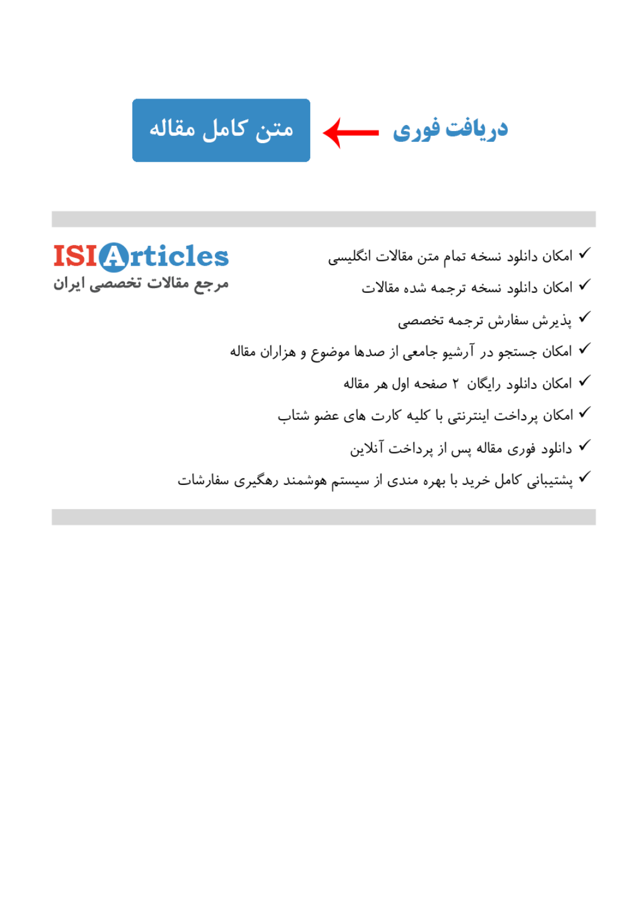دریافت فوری ← **متن کامل مقاله**

**ISIArticles**
مرجع مقالات تخصصی ایران

- ✓ امکان دانلود نسخه تمام متن مقالات انگلیسی
- ✓ امکان دانلود نسخه ترجمه شده مقالات
- ✓ پذیرش سفارش ترجمه تخصصی
- ✓ امکان جستجو در آرشیو جامعی از صدها موضوع و هزاران مقاله
- ✓ امکان دانلود رایگان ۲ صفحه اول هر مقاله
- ✓ امکان پرداخت اینترنتی با کلیه کارت های عضو شتاب
- ✓ دانلود فوری مقاله پس از پرداخت آنلاین
- ✓ پشتیبانی کامل خرید با بهره مندی از سیستم هوشمند رهگیری سفارشات